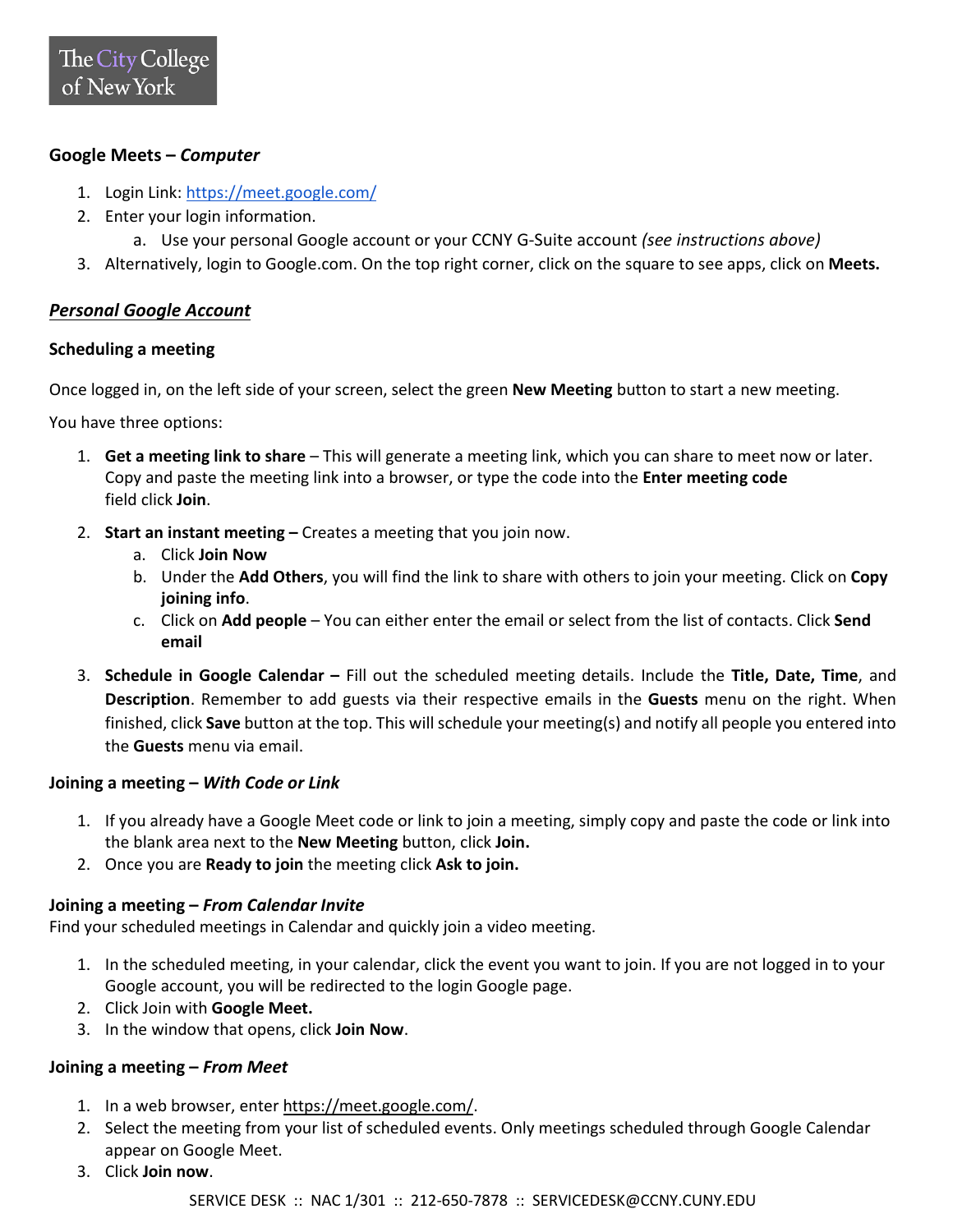The City College of New York

## Google Meets – *Computer*

1. Login Link: https://meet.google.com/
2. Enter your login information.
    a. Use your personal Google account or your CCNY G-Suite account *(see instructions above)*
3. Alternatively, login to Google.com. On the top right corner, click on the square to see apps, click on **Meets.**

### ***Personal Google Account***

#### Scheduling a meeting

Once logged in, on the left side of your screen, select the green **New Meeting** button to start a new meeting.

You have three options:

1. **Get a meeting link to share** – This will generate a meeting link, which you can share to meet now or later. Copy and paste the meeting link into a browser, or type the code into the **Enter meeting code** field click **Join**.
2. **Start an instant meeting –** Creates a meeting that you join now.
    a. Click **Join Now**
    b. Under the **Add Others**, you will find the link to share with others to join your meeting. Click on **Copy joining info**.
    c. Click on **Add people** – You can either enter the email or select from the list of contacts. Click **Send email**
3. **Schedule in Google Calendar –** Fill out the scheduled meeting details. Include the **Title, Date, Time**, and **Description**. Remember to add guests via their respective emails in the **Guests** menu on the right. When finished, click **Save** button at the top. This will schedule your meeting(s) and notify all people you entered into the **Guests** menu via email.

#### Joining a meeting – *With Code or Link*

1. If you already have a Google Meet code or link to join a meeting, simply copy and paste the code or link into the blank area next to the **New Meeting** button, click **Join.**
2. Once you are **Ready to join** the meeting click **Ask to join.**

#### Joining a meeting – *From Calendar Invite*

Find your scheduled meetings in Calendar and quickly join a video meeting.

1. In the scheduled meeting, in your calendar, click the event you want to join. If you are not logged in to your Google account, you will be redirected to the login Google page.
2. Click Join with **Google Meet.**
3. In the window that opens, click **Join Now**.

#### Joining a meeting – *From Meet*

1. In a web browser, enter https://meet.google.com/.
2. Select the meeting from your list of scheduled events. Only meetings scheduled through Google Calendar appear on Google Meet.
3. Click **Join now**.

SERVICE DESK :: NAC 1/301 :: 212-650-7878 :: SERVICEDESK@CCNY.CUNY.EDU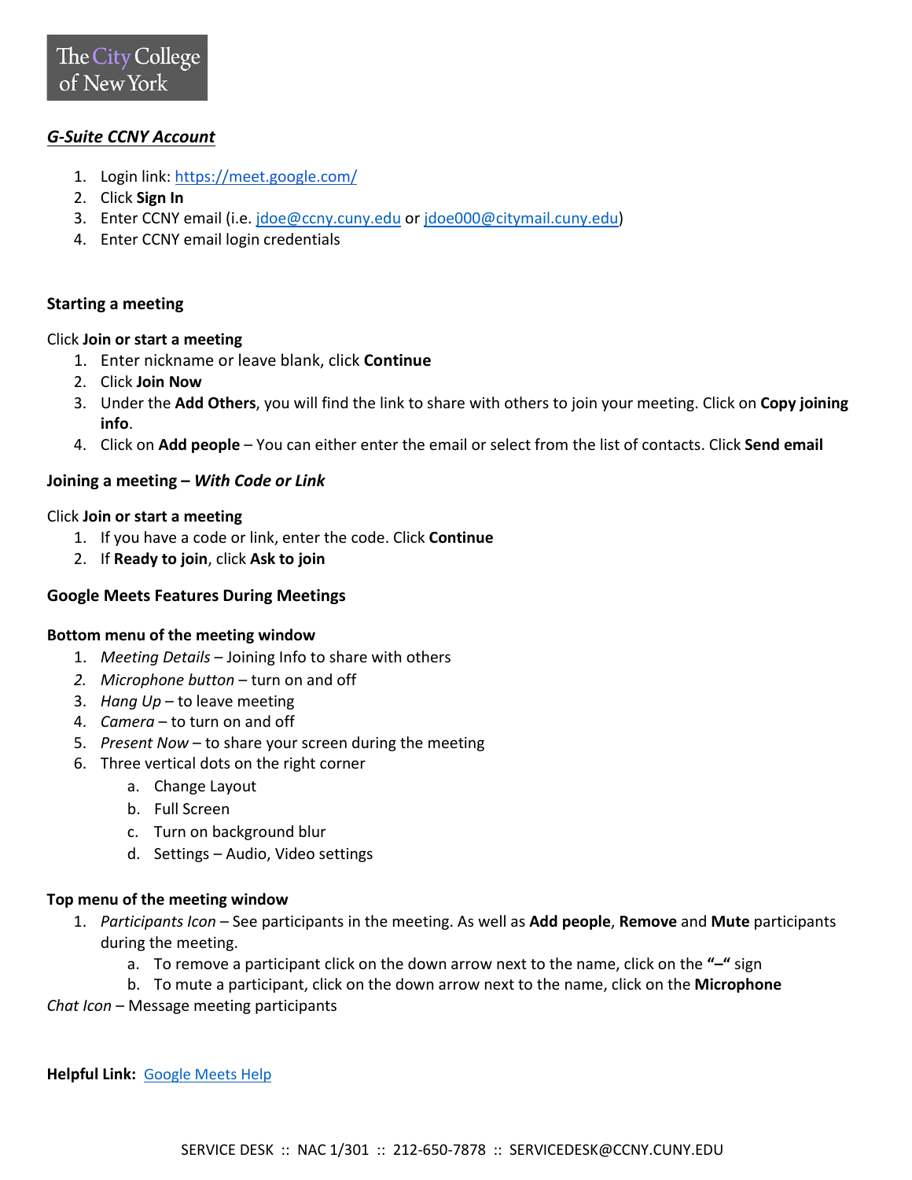The City College of New York

***G-Suite CCNY Account***

1. Login link: https://meet.google.com/
2. Click **Sign In**
3. Enter CCNY email (i.e. jdoe@ccny.cuny.edu or jdoe000@citymail.cuny.edu)
4. Enter CCNY email login credentials

**Starting a meeting**

Click **Join or start a meeting**

1. Enter nickname or leave blank, click **Continue**
2. Click **Join Now**
3. Under the **Add Others**, you will find the link to share with others to join your meeting. Click on **Copy joining info**.
4. Click on **Add people** – You can either enter the email or select from the list of contacts. Click **Send email**

**Joining a meeting – *With Code or Link***

Click **Join or start a meeting**

1. If you have a code or link, enter the code. Click **Continue**
2. If **Ready to join**, click **Ask to join**

**Google Meets Features During Meetings**

**Bottom menu of the meeting window**

1. *Meeting Details* – Joining Info to share with others
2. *Microphone button* – turn on and off
3. *Hang Up* – to leave meeting
4. *Camera* – to turn on and off
5. *Present Now* – to share your screen during the meeting
6. Three vertical dots on the right corner
   a. Change Layout
   b. Full Screen
   c. Turn on background blur
   d. Settings – Audio, Video settings

**Top menu of the meeting window**

1. *Participants Icon* – See participants in the meeting. As well as **Add people**, **Remove** and **Mute** participants during the meeting.
   a. To remove a participant click on the down arrow next to the name, click on the **"–"** sign
   b. To mute a participant, click on the down arrow next to the name, click on the **Microphone**

*Chat Icon* – Message meeting participants

**Helpful Link:** Google Meets Help

SERVICE DESK :: NAC 1/301 :: 212-650-7878 :: SERVICEDESK@CCNY.CUNY.EDU